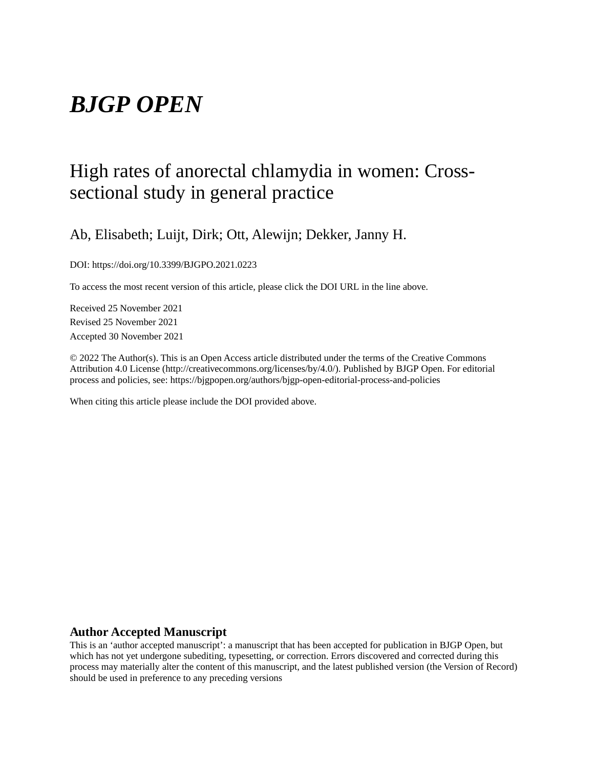# *BJGP OPEN*

## High rates of anorectal chlamydia in women: Cross-sectional study in general practice

Ab, Elisabeth; Luijt, Dirk; Ott, Alewijn; Dekker, Janny H.

DOI: https://doi.org/10.3399/BJGPO.2021.0223

To access the most recent version of this article, please click the DOI URL in the line above.

Received 25 November 2021

Revised 25 November 2021

Accepted 30 November 2021

© 2022 The Author(s). This is an Open Access article distributed under the terms of the Creative Commons Attribution 4.0 License (http://creativecommons.org/licenses/by/4.0/). Published by BJGP Open. For editorial process and policies, see: https://bjgpopen.org/authors/bjgp-open-editorial-process-and-policies

When citing this article please include the DOI provided above.

### Author Accepted Manuscript

This is an 'author accepted manuscript': a manuscript that has been accepted for publication in BJGP Open, but which has not yet undergone subediting, typesetting, or correction. Errors discovered and corrected during this process may materially alter the content of this manuscript, and the latest published version (the Version of Record) should be used in preference to any preceding versions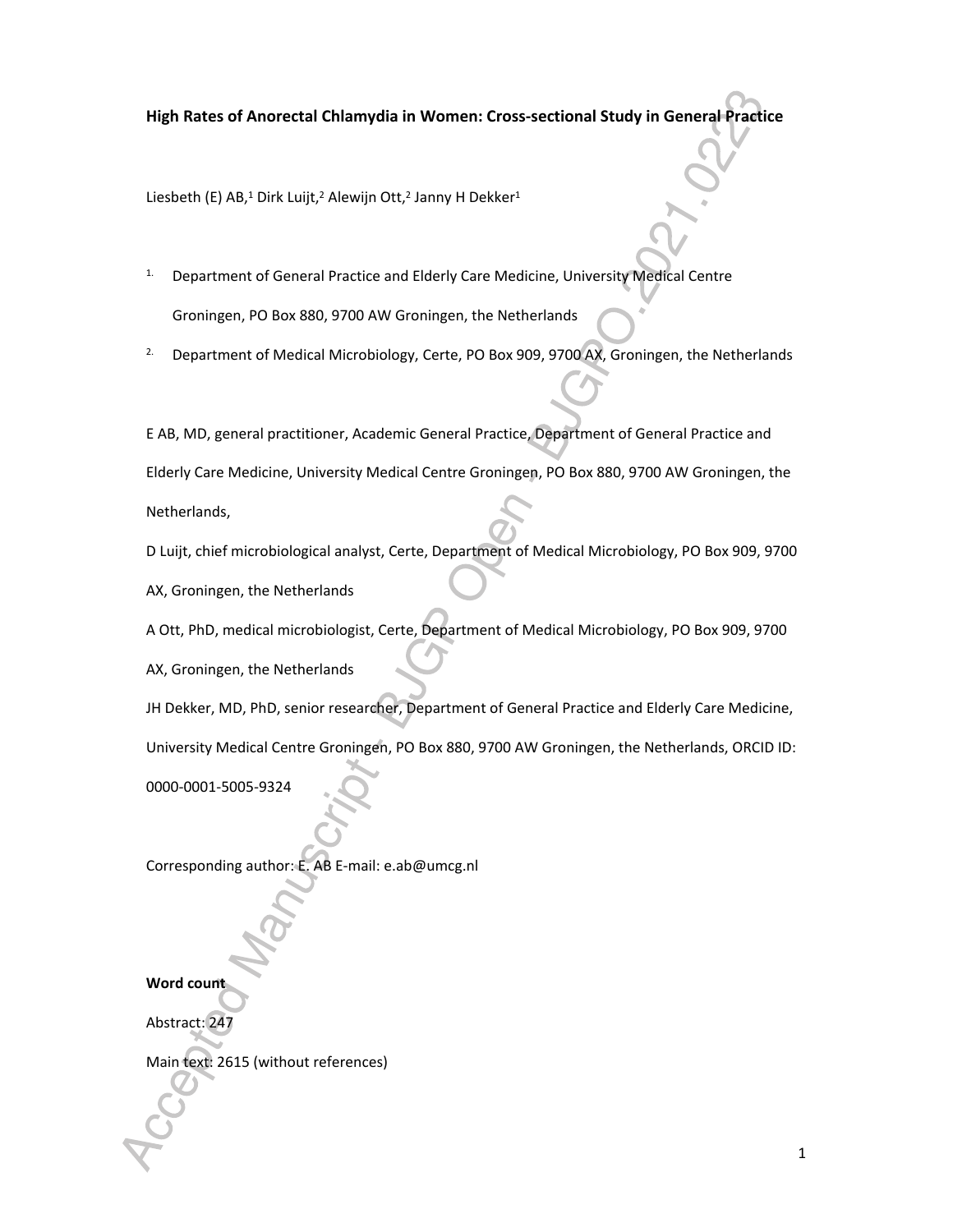**High Rates of Anorectal Chlamydia in Women: Cross-sectional Study in General Practice**

Liesbeth (E) AB,[1] Dirk Luijt,[2] Alewijn Ott,[2] Janny H Dekker[1]

1. Department of General Practice and Elderly Care Medicine, University Medical Centre Groningen, PO Box 880, 9700 AW Groningen, the Netherlands
2. Department of Medical Microbiology, Certe, PO Box 909, 9700 AX, Groningen, the Netherlands

E AB, MD, general practitioner, Academic General Practice, Department of General Practice and Elderly Care Medicine, University Medical Centre Groningen, PO Box 880, 9700 AW Groningen, the Netherlands,

D Luijt, chief microbiological analyst, Certe, Department of Medical Microbiology, PO Box 909, 9700 AX, Groningen, the Netherlands

A Ott, PhD, medical microbiologist, Certe, Department of Medical Microbiology, PO Box 909, 9700 AX, Groningen, the Netherlands

JH Dekker, MD, PhD, senior researcher, Department of General Practice and Elderly Care Medicine, University Medical Centre Groningen, PO Box 880, 9700 AW Groningen, the Netherlands, ORCID ID: 0000-0001-5005-9324

Corresponding author: E. AB E-mail: e.ab@umcg.nl

**Word count**

Abstract: 247

Main text: 2615 (without references)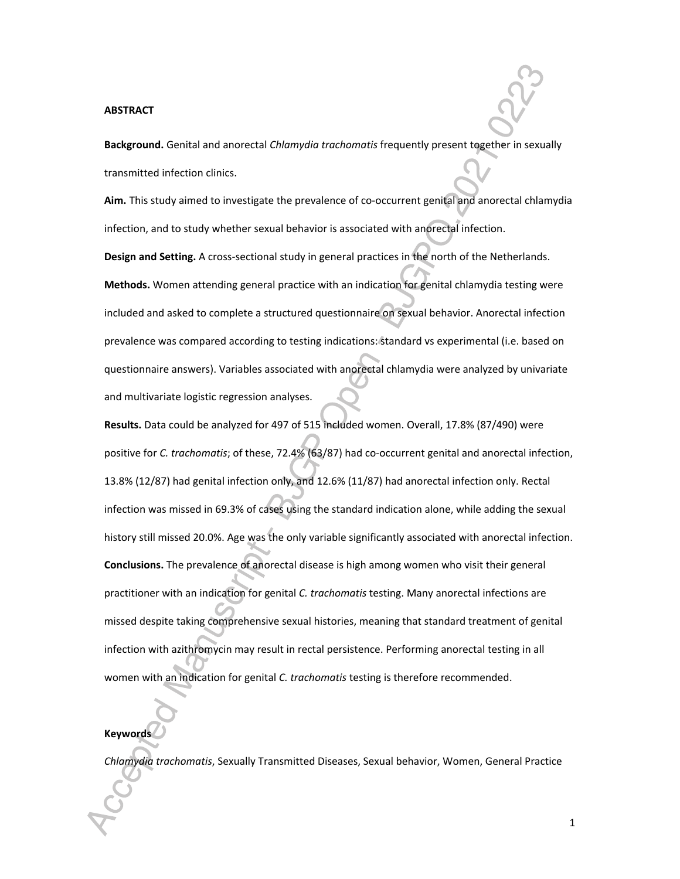## ABSTRACT

**Background.** Genital and anorectal *Chlamydia trachomatis* frequently present together in sexually transmitted infection clinics.

**Aim.** This study aimed to investigate the prevalence of co-occurrent genital and anorectal chlamydia infection, and to study whether sexual behavior is associated with anorectal infection.

**Design and Setting.** A cross-sectional study in general practices in the north of the Netherlands.

**Methods.** Women attending general practice with an indication for genital chlamydia testing were included and asked to complete a structured questionnaire on sexual behavior. Anorectal infection prevalence was compared according to testing indications: standard vs experimental (i.e. based on questionnaire answers). Variables associated with anorectal chlamydia were analyzed by univariate and multivariate logistic regression analyses.

**Results.** Data could be analyzed for 497 of 515 included women. Overall, 17.8% (87/490) were positive for *C. trachomatis*; of these, 72.4% (63/87) had co-occurrent genital and anorectal infection, 13.8% (12/87) had genital infection only, and 12.6% (11/87) had anorectal infection only. Rectal infection was missed in 69.3% of cases using the standard indication alone, while adding the sexual history still missed 20.0%. Age was the only variable significantly associated with anorectal infection.

**Conclusions.** The prevalence of anorectal disease is high among women who visit their general practitioner with an indication for genital *C. trachomatis* testing. Many anorectal infections are missed despite taking comprehensive sexual histories, meaning that standard treatment of genital infection with azithromycin may result in rectal persistence. Performing anorectal testing in all women with an indication for genital *C. trachomatis* testing is therefore recommended.

**Keywords**

*Chlamydia trachomatis*, Sexually Transmitted Diseases, Sexual behavior, Women, General Practice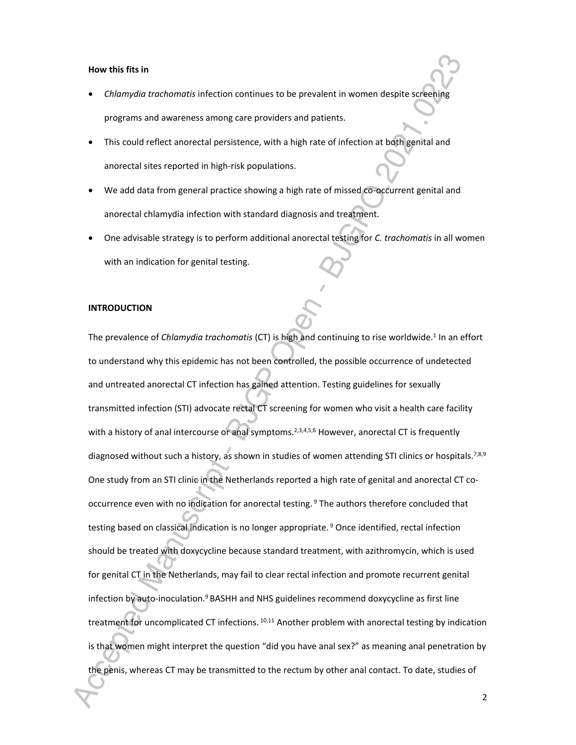**How this fits in**

- *Chlamydia trachomatis* infection continues to be prevalent in women despite screening programs and awareness among care providers and patients.
- This could reflect anorectal persistence, with a high rate of infection at both genital and anorectal sites reported in high-risk populations.
- We add data from general practice showing a high rate of missed co-occurrent genital and anorectal chlamydia infection with standard diagnosis and treatment.
- One advisable strategy is to perform additional anorectal testing for *C. trachomatis* in all women with an indication for genital testing.

**INTRODUCTION**

The prevalence of *Chlamydia trachomatis* (CT) is high and continuing to rise worldwide.[1] In an effort to understand why this epidemic has not been controlled, the possible occurrence of undetected and untreated anorectal CT infection has gained attention. Testing guidelines for sexually transmitted infection (STI) advocate rectal CT screening for women who visit a health care facility with a history of anal intercourse or anal symptoms.[2,3,4,5,6] However, anorectal CT is frequently diagnosed without such a history, as shown in studies of women attending STI clinics or hospitals.[7,8,9] One study from an STI clinic in the Netherlands reported a high rate of genital and anorectal CT co-occurrence even with no indication for anorectal testing.[9] The authors therefore concluded that testing based on classical indication is no longer appropriate.[9] Once identified, rectal infection should be treated with doxycycline because standard treatment, with azithromycin, which is used for genital CT in the Netherlands, may fail to clear rectal infection and promote recurrent genital infection by auto-inoculation.[9] BASHH and NHS guidelines recommend doxycycline as first line treatment for uncomplicated CT infections.[10,11] Another problem with anorectal testing by indication is that women might interpret the question "did you have anal sex?" as meaning anal penetration by the penis, whereas CT may be transmitted to the rectum by other anal contact. To date, studies of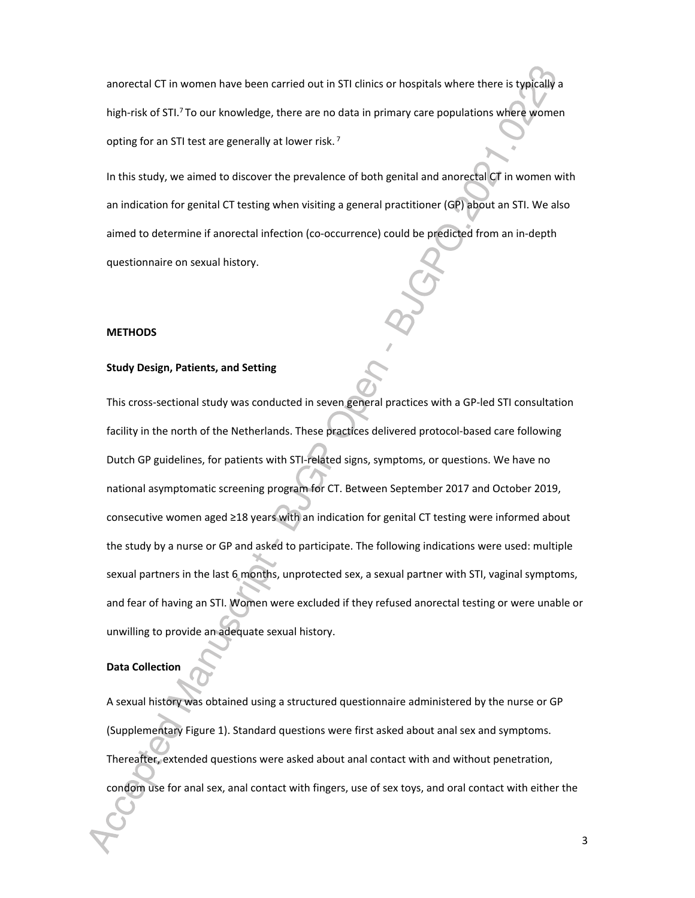anorectal CT in women have been carried out in STI clinics or hospitals where there is typically a high-risk of STI.[7] To our knowledge, there are no data in primary care populations where women opting for an STI test are generally at lower risk.[7]

In this study, we aimed to discover the prevalence of both genital and anorectal CT in women with an indication for genital CT testing when visiting a general practitioner (GP) about an STI. We also aimed to determine if anorectal infection (co-occurrence) could be predicted from an in-depth questionnaire on sexual history.

## METHODS

### Study Design, Patients, and Setting

This cross-sectional study was conducted in seven general practices with a GP-led STI consultation facility in the north of the Netherlands. These practices delivered protocol-based care following Dutch GP guidelines, for patients with STI-related signs, symptoms, or questions. We have no national asymptomatic screening program for CT. Between September 2017 and October 2019, consecutive women aged ≥18 years with an indication for genital CT testing were informed about the study by a nurse or GP and asked to participate. The following indications were used: multiple sexual partners in the last 6 months, unprotected sex, a sexual partner with STI, vaginal symptoms, and fear of having an STI. Women were excluded if they refused anorectal testing or were unable or unwilling to provide an adequate sexual history.

### Data Collection

A sexual history was obtained using a structured questionnaire administered by the nurse or GP (Supplementary Figure 1). Standard questions were first asked about anal sex and symptoms. Thereafter, extended questions were asked about anal contact with and without penetration, condom use for anal sex, anal contact with fingers, use of sex toys, and oral contact with either the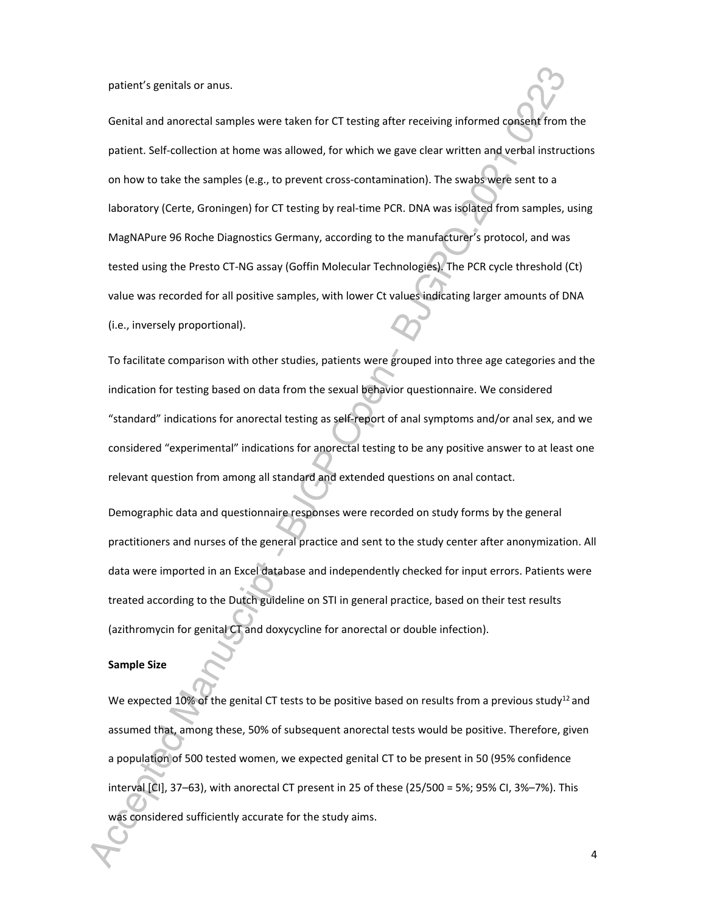patient's genitals or anus.

Genital and anorectal samples were taken for CT testing after receiving informed consent from the patient. Self-collection at home was allowed, for which we gave clear written and verbal instructions on how to take the samples (e.g., to prevent cross-contamination). The swabs were sent to a laboratory (Certe, Groningen) for CT testing by real-time PCR. DNA was isolated from samples, using MagNAPure 96 Roche Diagnostics Germany, according to the manufacturer's protocol, and was tested using the Presto CT-NG assay (Goffin Molecular Technologies). The PCR cycle threshold (Ct) value was recorded for all positive samples, with lower Ct values indicating larger amounts of DNA (i.e., inversely proportional).

To facilitate comparison with other studies, patients were grouped into three age categories and the indication for testing based on data from the sexual behavior questionnaire. We considered "standard" indications for anorectal testing as self-report of anal symptoms and/or anal sex, and we considered "experimental" indications for anorectal testing to be any positive answer to at least one relevant question from among all standard and extended questions on anal contact.

Demographic data and questionnaire responses were recorded on study forms by the general practitioners and nurses of the general practice and sent to the study center after anonymization. All data were imported in an Excel database and independently checked for input errors. Patients were treated according to the Dutch guideline on STI in general practice, based on their test results (azithromycin for genital CT and doxycycline for anorectal or double infection).

**Sample Size**

We expected 10% of the genital CT tests to be positive based on results from a previous study[12] and assumed that, among these, 50% of subsequent anorectal tests would be positive. Therefore, given a population of 500 tested women, we expected genital CT to be present in 50 (95% confidence interval [CI], 37–63), with anorectal CT present in 25 of these (25/500 = 5%; 95% CI, 3%–7%). This was considered sufficiently accurate for the study aims.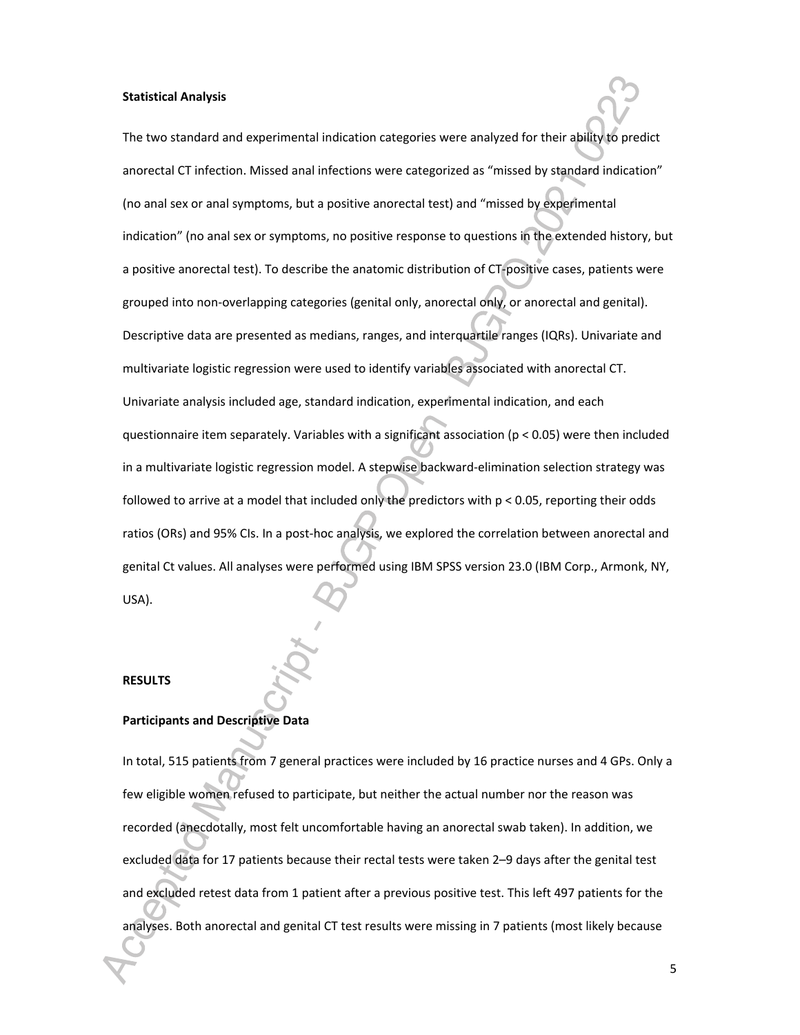### Statistical Analysis

The two standard and experimental indication categories were analyzed for their ability to predict anorectal CT infection. Missed anal infections were categorized as "missed by standard indication" (no anal sex or anal symptoms, but a positive anorectal test) and "missed by experimental indication" (no anal sex or symptoms, no positive response to questions in the extended history, but a positive anorectal test). To describe the anatomic distribution of CT-positive cases, patients were grouped into non-overlapping categories (genital only, anorectal only, or anorectal and genital). Descriptive data are presented as medians, ranges, and interquartile ranges (IQRs). Univariate and multivariate logistic regression were used to identify variables associated with anorectal CT. Univariate analysis included age, standard indication, experimental indication, and each questionnaire item separately. Variables with a significant association ($p < 0.05$) were then included in a multivariate logistic regression model. A stepwise backward-elimination selection strategy was followed to arrive at a model that included only the predictors with $p < 0.05$, reporting their odds ratios (ORs) and 95% CIs. In a post-hoc analysis, we explored the correlation between anorectal and genital Ct values. All analyses were performed using IBM SPSS version 23.0 (IBM Corp., Armonk, NY, USA).

## RESULTS

### Participants and Descriptive Data

In total, 515 patients from 7 general practices were included by 16 practice nurses and 4 GPs. Only a few eligible women refused to participate, but neither the actual number nor the reason was recorded (anecdotally, most felt uncomfortable having an anorectal swab taken). In addition, we excluded data for 17 patients because their rectal tests were taken 2–9 days after the genital test and excluded retest data from 1 patient after a previous positive test. This left 497 patients for the analyses. Both anorectal and genital CT test results were missing in 7 patients (most likely because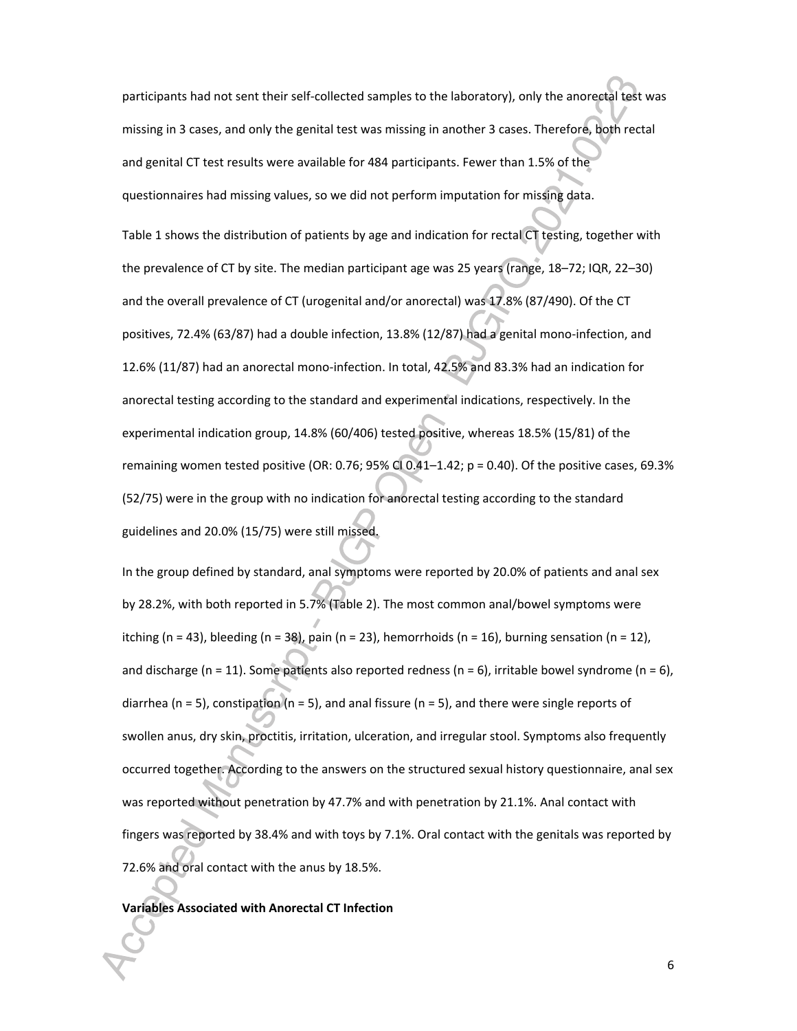participants had not sent their self-collected samples to the laboratory), only the anorectal test was missing in 3 cases, and only the genital test was missing in another 3 cases. Therefore, both rectal and genital CT test results were available for 484 participants. Fewer than 1.5% of the questionnaires had missing values, so we did not perform imputation for missing data.

Table 1 shows the distribution of patients by age and indication for rectal CT testing, together with the prevalence of CT by site. The median participant age was 25 years (range, 18–72; IQR, 22–30) and the overall prevalence of CT (urogenital and/or anorectal) was 17.8% (87/490). Of the CT positives, 72.4% (63/87) had a double infection, 13.8% (12/87) had a genital mono-infection, and 12.6% (11/87) had an anorectal mono-infection. In total, 42.5% and 83.3% had an indication for anorectal testing according to the standard and experimental indications, respectively. In the experimental indication group, 14.8% (60/406) tested positive, whereas 18.5% (15/81) of the remaining women tested positive (OR: 0.76; 95% CI 0.41–1.42; p = 0.40). Of the positive cases, 69.3% (52/75) were in the group with no indication for anorectal testing according to the standard guidelines and 20.0% (15/75) were still missed.

In the group defined by standard, anal symptoms were reported by 20.0% of patients and anal sex by 28.2%, with both reported in 5.7% (Table 2). The most common anal/bowel symptoms were itching (n = 43), bleeding (n = 38), pain (n = 23), hemorrhoids (n = 16), burning sensation (n = 12), and discharge (n = 11). Some patients also reported redness (n = 6), irritable bowel syndrome (n = 6), diarrhea (n = 5), constipation (n = 5), and anal fissure (n = 5), and there were single reports of swollen anus, dry skin, proctitis, irritation, ulceration, and irregular stool. Symptoms also frequently occurred together. According to the answers on the structured sexual history questionnaire, anal sex was reported without penetration by 47.7% and with penetration by 21.1%. Anal contact with fingers was reported by 38.4% and with toys by 7.1%. Oral contact with the genitals was reported by 72.6% and oral contact with the anus by 18.5%.

**Variables Associated with Anorectal CT Infection**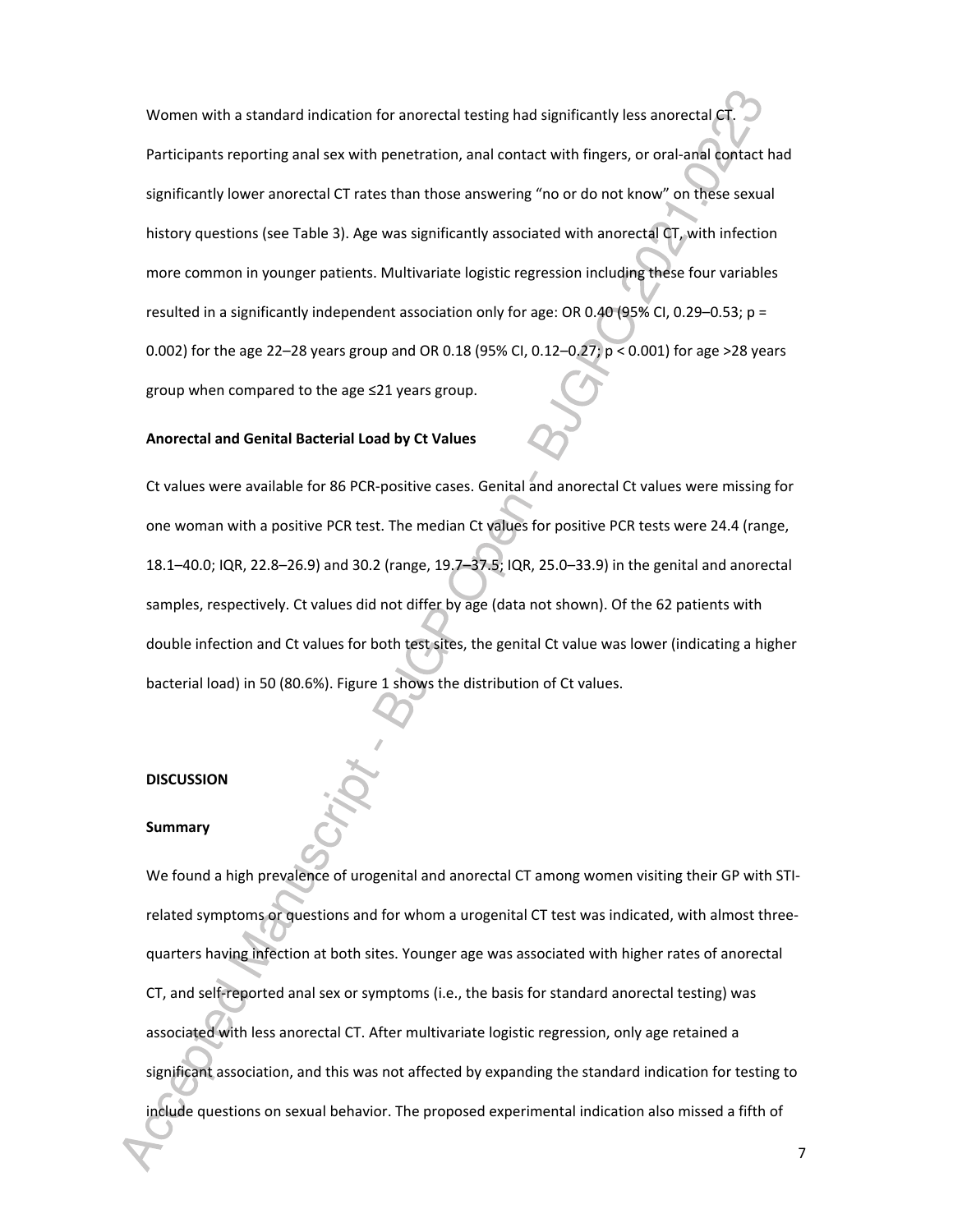Women with a standard indication for anorectal testing had significantly less anorectal CT. Participants reporting anal sex with penetration, anal contact with fingers, or oral-anal contact had significantly lower anorectal CT rates than those answering "no or do not know" on these sexual history questions (see Table 3). Age was significantly associated with anorectal CT, with infection more common in younger patients. Multivariate logistic regression including these four variables resulted in a significantly independent association only for age: OR 0.40 (95% CI, 0.29–0.53; $p = 0.002$) for the age 22–28 years group and OR 0.18 (95% CI, 0.12–0.27; $p < 0.001$) for age >28 years group when compared to the age ≤21 years group.

**Anorectal and Genital Bacterial Load by Ct Values**

Ct values were available for 86 PCR-positive cases. Genital and anorectal Ct values were missing for one woman with a positive PCR test. The median Ct values for positive PCR tests were 24.4 (range, 18.1–40.0; IQR, 22.8–26.9) and 30.2 (range, 19.7–37.5; IQR, 25.0–33.9) in the genital and anorectal samples, respectively. Ct values did not differ by age (data not shown). Of the 62 patients with double infection and Ct values for both test sites, the genital Ct value was lower (indicating a higher bacterial load) in 50 (80.6%). Figure 1 shows the distribution of Ct values.

## DISCUSSION

### Summary

We found a high prevalence of urogenital and anorectal CT among women visiting their GP with STI-related symptoms or questions and for whom a urogenital CT test was indicated, with almost three-quarters having infection at both sites. Younger age was associated with higher rates of anorectal CT, and self-reported anal sex or symptoms (i.e., the basis for standard anorectal testing) was associated with less anorectal CT. After multivariate logistic regression, only age retained a significant association, and this was not affected by expanding the standard indication for testing to include questions on sexual behavior. The proposed experimental indication also missed a fifth of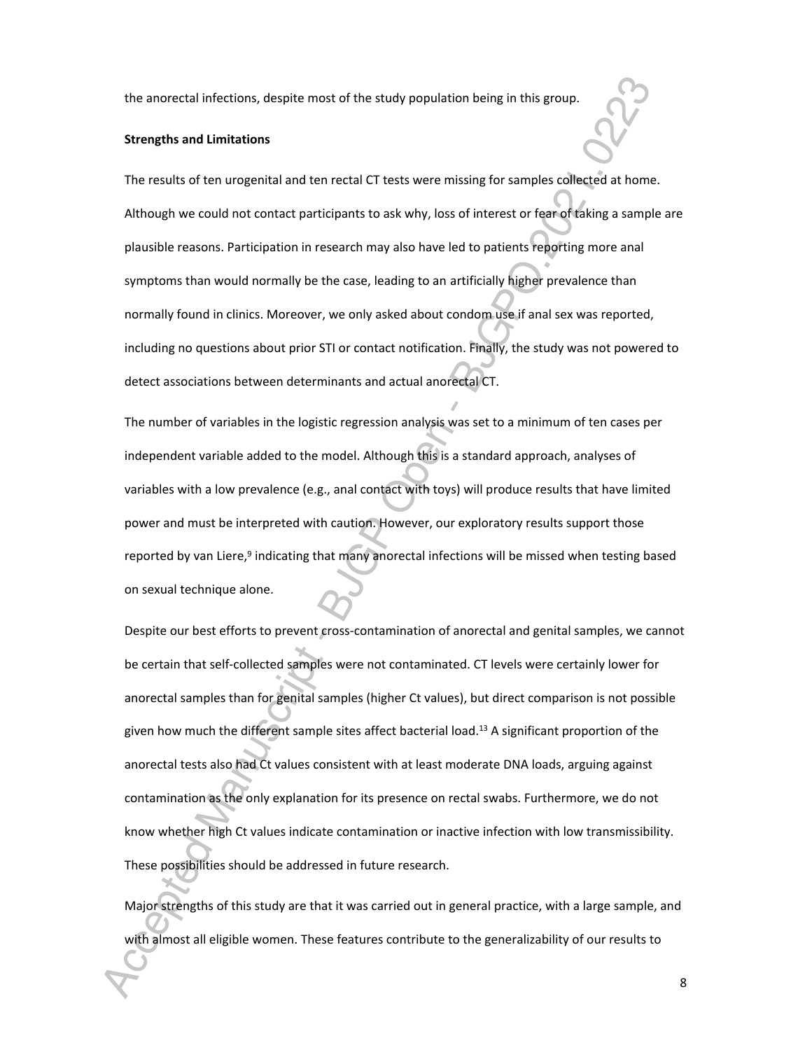the anorectal infections, despite most of the study population being in this group.

**Strengths and Limitations**

The results of ten urogenital and ten rectal CT tests were missing for samples collected at home. Although we could not contact participants to ask why, loss of interest or fear of taking a sample are plausible reasons. Participation in research may also have led to patients reporting more anal symptoms than would normally be the case, leading to an artificially higher prevalence than normally found in clinics. Moreover, we only asked about condom use if anal sex was reported, including no questions about prior STI or contact notification. Finally, the study was not powered to detect associations between determinants and actual anorectal CT.

The number of variables in the logistic regression analysis was set to a minimum of ten cases per independent variable added to the model. Although this is a standard approach, analyses of variables with a low prevalence (e.g., anal contact with toys) will produce results that have limited power and must be interpreted with caution. However, our exploratory results support those reported by van Liere,[9] indicating that many anorectal infections will be missed when testing based on sexual technique alone.

Despite our best efforts to prevent cross-contamination of anorectal and genital samples, we cannot be certain that self-collected samples were not contaminated. CT levels were certainly lower for anorectal samples than for genital samples (higher Ct values), but direct comparison is not possible given how much the different sample sites affect bacterial load.[13] A significant proportion of the anorectal tests also had Ct values consistent with at least moderate DNA loads, arguing against contamination as the only explanation for its presence on rectal swabs. Furthermore, we do not know whether high Ct values indicate contamination or inactive infection with low transmissibility. These possibilities should be addressed in future research.

Major strengths of this study are that it was carried out in general practice, with a large sample, and with almost all eligible women. These features contribute to the generalizability of our results to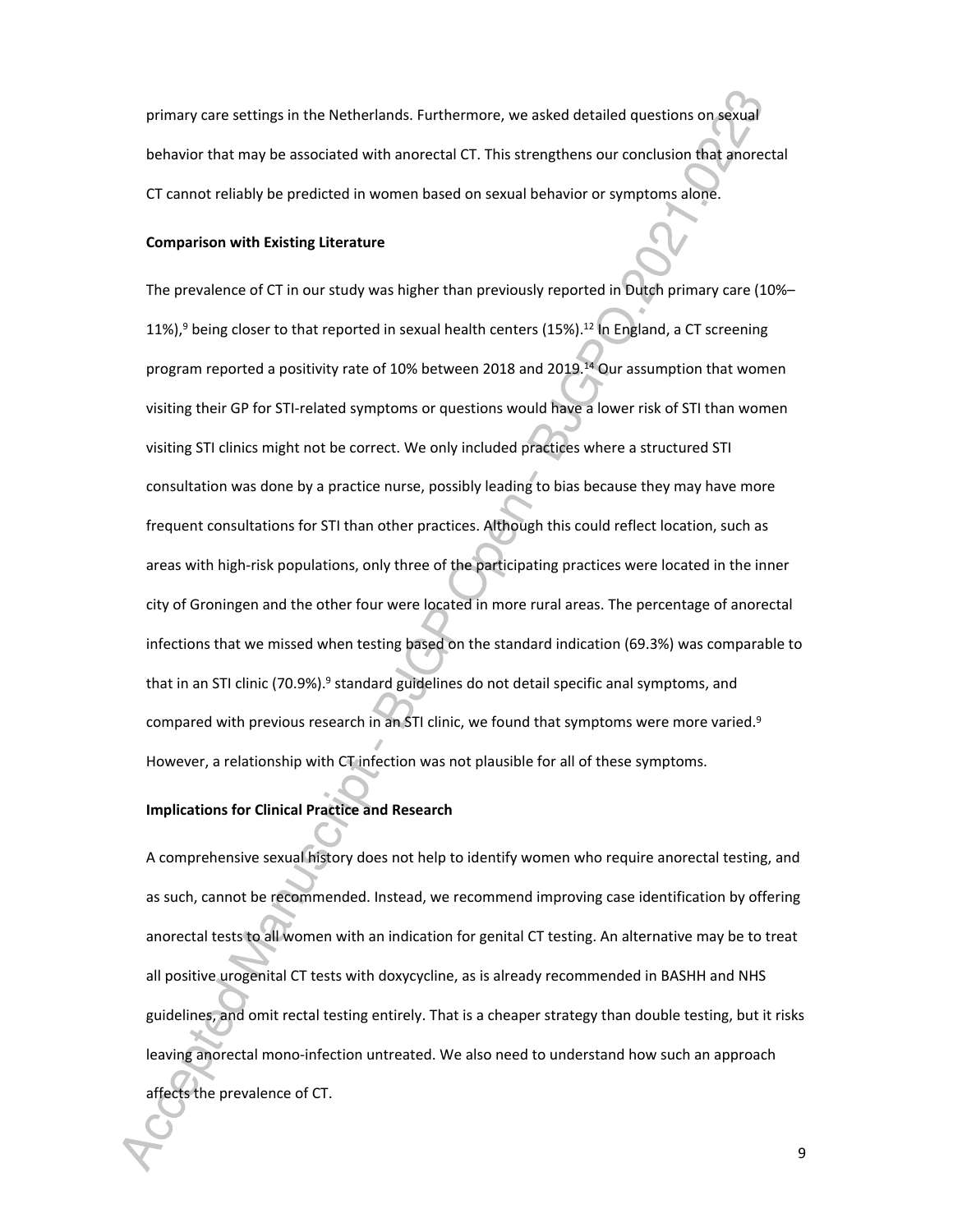primary care settings in the Netherlands. Furthermore, we asked detailed questions on sexual behavior that may be associated with anorectal CT. This strengthens our conclusion that anorectal CT cannot reliably be predicted in women based on sexual behavior or symptoms alone.

**Comparison with Existing Literature**

The prevalence of CT in our study was higher than previously reported in Dutch primary care (10%–11%),[9] being closer to that reported in sexual health centers (15%).[12] In England, a CT screening program reported a positivity rate of 10% between 2018 and 2019.[14] Our assumption that women visiting their GP for STI-related symptoms or questions would have a lower risk of STI than women visiting STI clinics might not be correct. We only included practices where a structured STI consultation was done by a practice nurse, possibly leading to bias because they may have more frequent consultations for STI than other practices. Although this could reflect location, such as areas with high-risk populations, only three of the participating practices were located in the inner city of Groningen and the other four were located in more rural areas. The percentage of anorectal infections that we missed when testing based on the standard indication (69.3%) was comparable to that in an STI clinic (70.9%).[9] standard guidelines do not detail specific anal symptoms, and compared with previous research in an STI clinic, we found that symptoms were more varied.[9] However, a relationship with CT infection was not plausible for all of these symptoms.

**Implications for Clinical Practice and Research**

A comprehensive sexual history does not help to identify women who require anorectal testing, and as such, cannot be recommended. Instead, we recommend improving case identification by offering anorectal tests to all women with an indication for genital CT testing. An alternative may be to treat all positive urogenital CT tests with doxycycline, as is already recommended in BASHH and NHS guidelines, and omit rectal testing entirely. That is a cheaper strategy than double testing, but it risks leaving anorectal mono-infection untreated. We also need to understand how such an approach affects the prevalence of CT.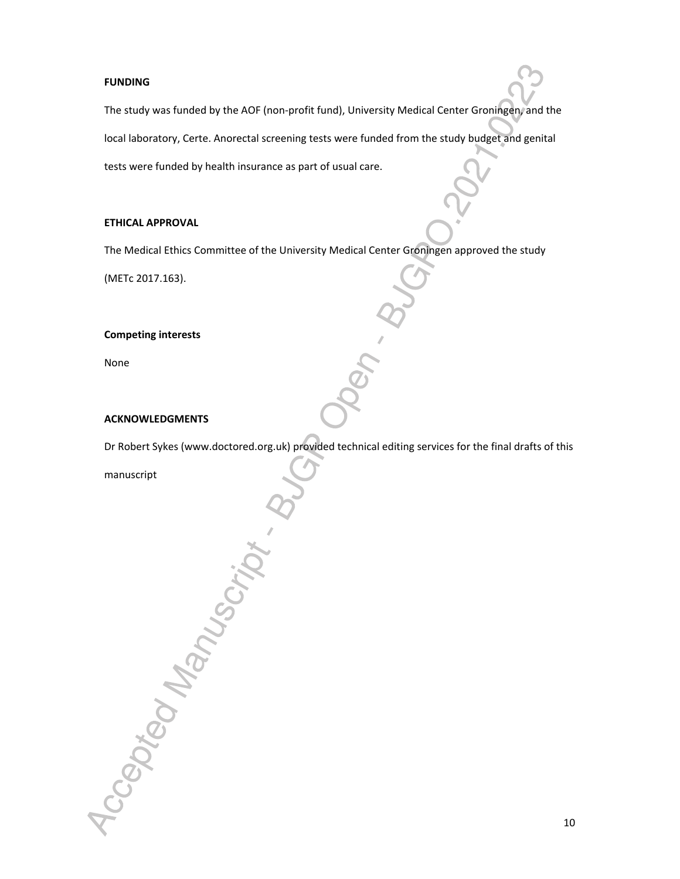## FUNDING

The study was funded by the AOF (non-profit fund), University Medical Center Groningen, and the local laboratory, Certe. Anorectal screening tests were funded from the study budget and genital tests were funded by health insurance as part of usual care.

## ETHICAL APPROVAL

The Medical Ethics Committee of the University Medical Center Groningen approved the study (METc 2017.163).

## Competing interests

None

## ACKNOWLEDGMENTS

Dr Robert Sykes (www.doctored.org.uk) provided technical editing services for the final drafts of this manuscript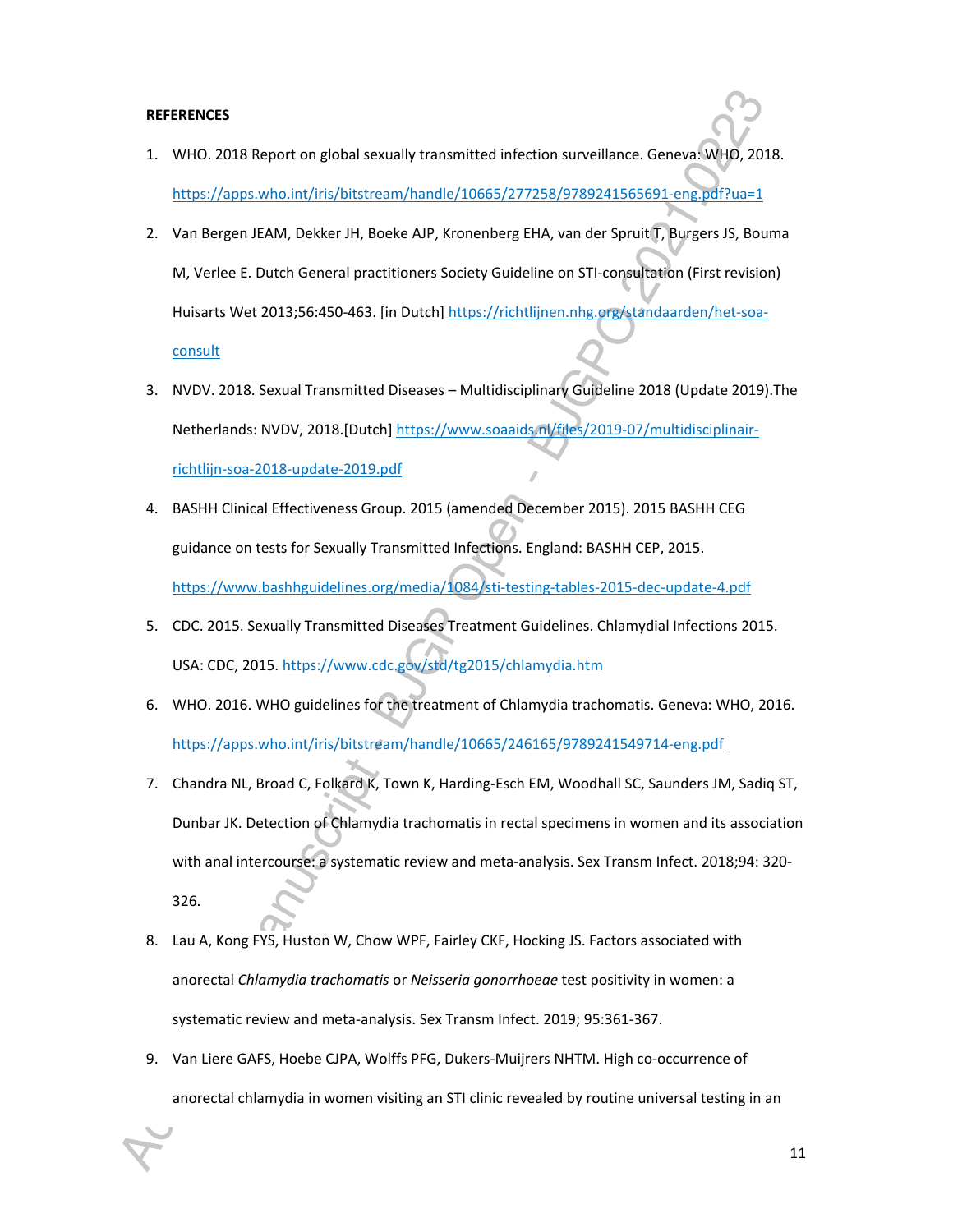**REFERENCES**

1. WHO. 2018 Report on global sexually transmitted infection surveillance. Geneva: WHO, 2018. https://apps.who.int/iris/bitstream/handle/10665/277258/9789241565691-eng.pdf?ua=1
2. Van Bergen JEAM, Dekker JH, Boeke AJP, Kronenberg EHA, van der Spruit T, Burgers JS, Bouma M, Verlee E. Dutch General practitioners Society Guideline on STI-consultation (First revision) Huisarts Wet 2013;56:450-463. [in Dutch] https://richtlijnen.nhg.org/standaarden/het-soa-consult
3. NVDV. 2018. Sexual Transmitted Diseases – Multidisciplinary Guideline 2018 (Update 2019).The Netherlands: NVDV, 2018.[Dutch] https://www.soaaids.nl/files/2019-07/multidisciplinair-richtlijn-soa-2018-update-2019.pdf
4. BASHH Clinical Effectiveness Group. 2015 (amended December 2015). 2015 BASHH CEG guidance on tests for Sexually Transmitted Infections. England: BASHH CEP, 2015. https://www.bashhguidelines.org/media/1084/sti-testing-tables-2015-dec-update-4.pdf
5. CDC. 2015. Sexually Transmitted Diseases Treatment Guidelines. Chlamydial Infections 2015. USA: CDC, 2015. https://www.cdc.gov/std/tg2015/chlamydia.htm
6. WHO. 2016. WHO guidelines for the treatment of Chlamydia trachomatis. Geneva: WHO, 2016. https://apps.who.int/iris/bitstream/handle/10665/246165/9789241549714-eng.pdf
7. Chandra NL, Broad C, Folkard K, Town K, Harding-Esch EM, Woodhall SC, Saunders JM, Sadiq ST, Dunbar JK. Detection of Chlamydia trachomatis in rectal specimens in women and its association with anal intercourse: a systematic review and meta-analysis. Sex Transm Infect. 2018;94: 320-326.
8. Lau A, Kong FYS, Huston W, Chow WPF, Fairley CKF, Hocking JS. Factors associated with anorectal *Chlamydia trachomatis* or *Neisseria gonorrhoeae* test positivity in women: a systematic review and meta-analysis. Sex Transm Infect. 2019; 95:361-367.
9. Van Liere GAFS, Hoebe CJPA, Wolffs PFG, Dukers-Muijrers NHTM. High co-occurrence of anorectal chlamydia in women visiting an STI clinic revealed by routine universal testing in an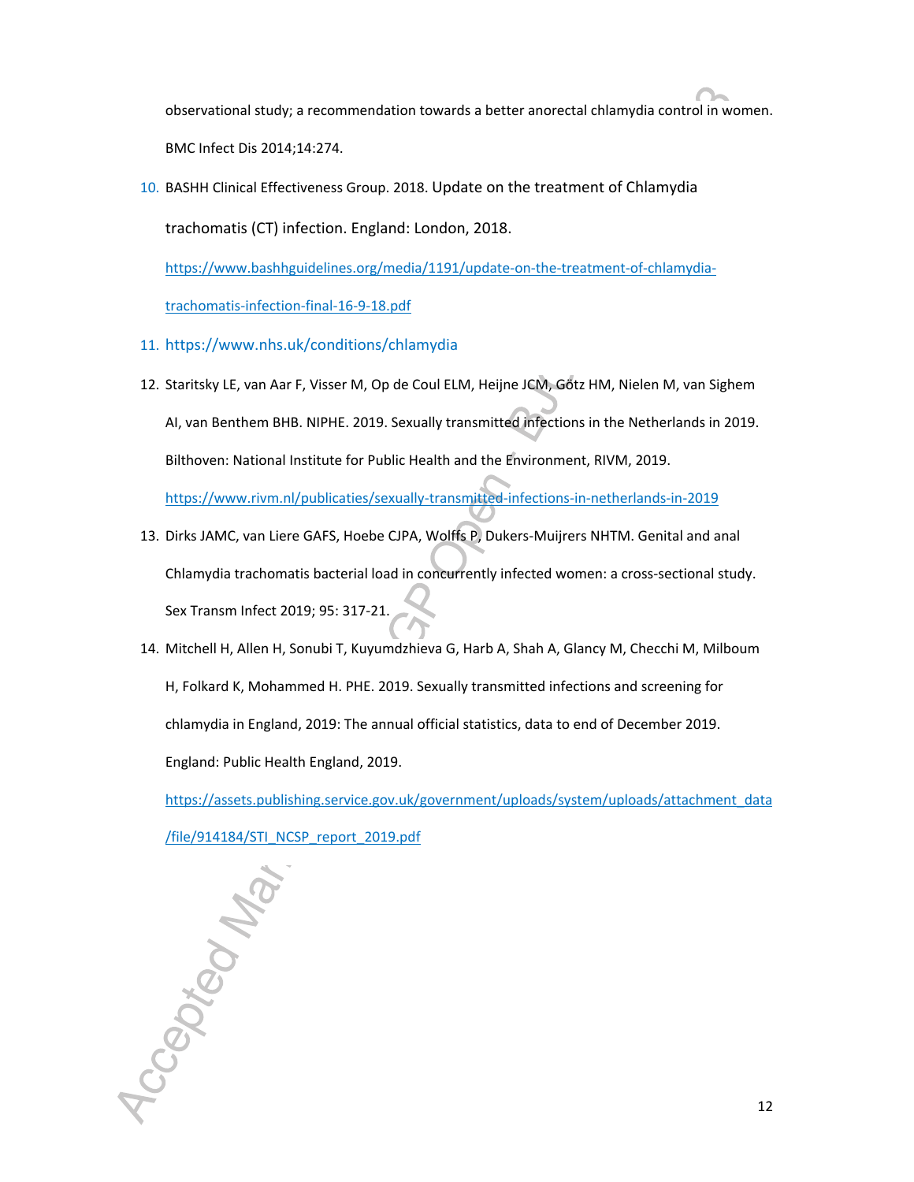observational study; a recommendation towards a better anorectal chlamydia control in women. BMC Infect Dis 2014;14:274.

10. BASHH Clinical Effectiveness Group. 2018. Update on the treatment of Chlamydia trachomatis (CT) infection. England: London, 2018. https://www.bashhguidelines.org/media/1191/update-on-the-treatment-of-chlamydia-trachomatis-infection-final-16-9-18.pdf
11. https://www.nhs.uk/conditions/chlamydia
12. Staritsky LE, van Aar F, Visser M, Op de Coul ELM, Heijne JCM, Götz HM, Nielen M, van Sighem AI, van Benthem BHB. NIPHE. 2019. Sexually transmitted infections in the Netherlands in 2019. Bilthoven: National Institute for Public Health and the Environment, RIVM, 2019. https://www.rivm.nl/publicaties/sexually-transmitted-infections-in-netherlands-in-2019
13. Dirks JAMC, van Liere GAFS, Hoebe CJPA, Wolffs P, Dukers-Muijrers NHTM. Genital and anal Chlamydia trachomatis bacterial load in concurrently infected women: a cross-sectional study. Sex Transm Infect 2019; 95: 317-21.
14. Mitchell H, Allen H, Sonubi T, Kuyumdzhieva G, Harb A, Shah A, Glancy M, Checchi M, Milboum H, Folkard K, Mohammed H. PHE. 2019. Sexually transmitted infections and screening for chlamydia in England, 2019: The annual official statistics, data to end of December 2019. England: Public Health England, 2019. https://assets.publishing.service.gov.uk/government/uploads/system/uploads/attachment_data/file/914184/STI_NCSP_report_2019.pdf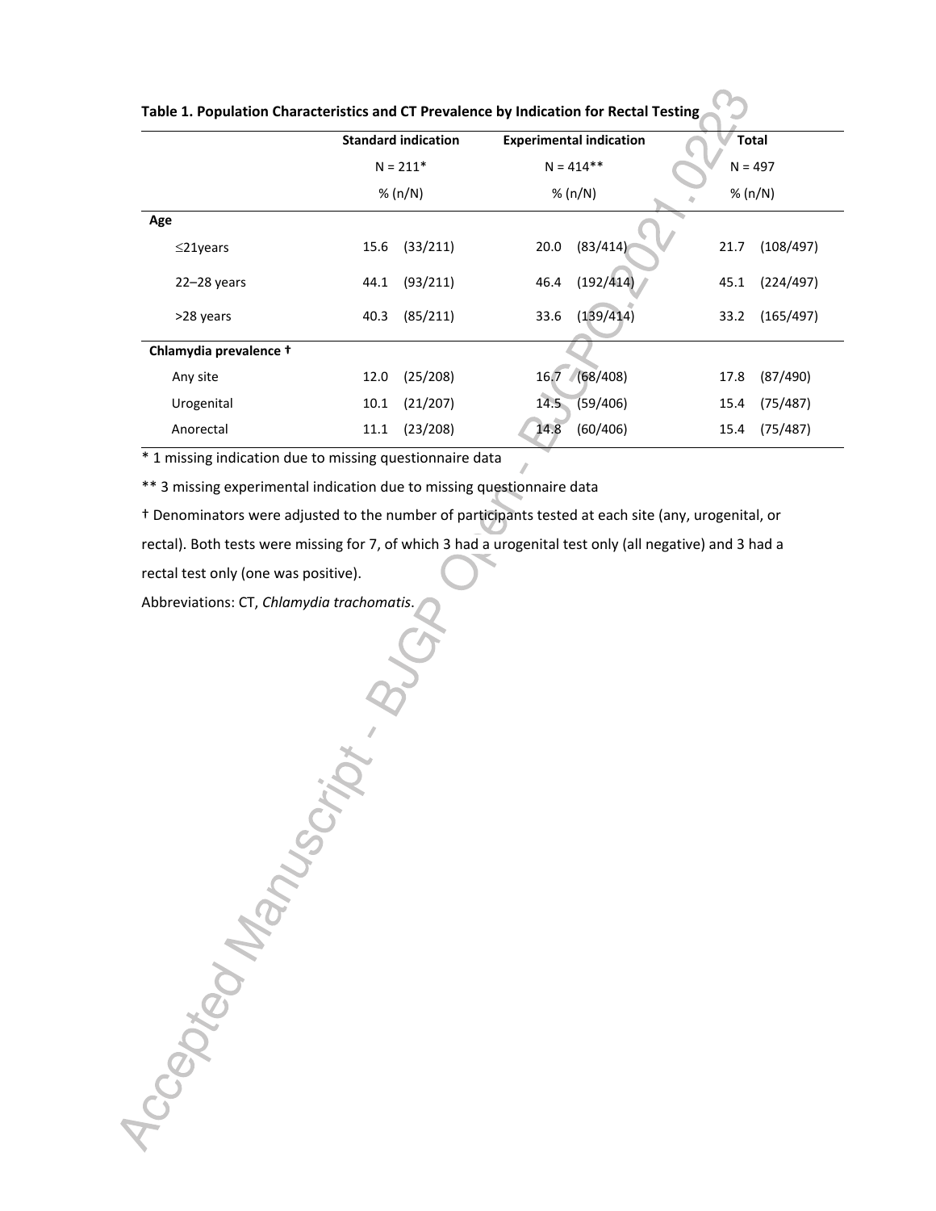**Table 1. Population Characteristics and CT Prevalence by Indication for Rectal Testing**

| | Standard indication | | Experimental indication | | Total | |
|---|---|---|---|---|---|---|
| | N = 211* | | N = 414** | | N = 497 | |
| | % (n/N) | | % (n/N) | | % (n/N) | |
| **Age** | | | | | | |
| ≤21years | 15.6 | (33/211) | 20.0 | (83/414) | 21.7 | (108/497) |
| 22–28 years | 44.1 | (93/211) | 46.4 | (192/414) | 45.1 | (224/497) |
| >28 years | 40.3 | (85/211) | 33.6 | (139/414) | 33.2 | (165/497) |
| **Chlamydia prevalence †** | | | | | | |
| Any site | 12.0 | (25/208) | 16.7 | (68/408) | 17.8 | (87/490) |
| Urogenital | 10.1 | (21/207) | 14.5 | (59/406) | 15.4 | (75/487) |
| Anorectal | 11.1 | (23/208) | 14.8 | (60/406) | 15.4 | (75/487) |

* 1 missing indication due to missing questionnaire data

** 3 missing experimental indication due to missing questionnaire data

† Denominators were adjusted to the number of participants tested at each site (any, urogenital, or rectal). Both tests were missing for 7, of which 3 had a urogenital test only (all negative) and 3 had a rectal test only (one was positive).

Abbreviations: CT, *Chlamydia trachomatis*.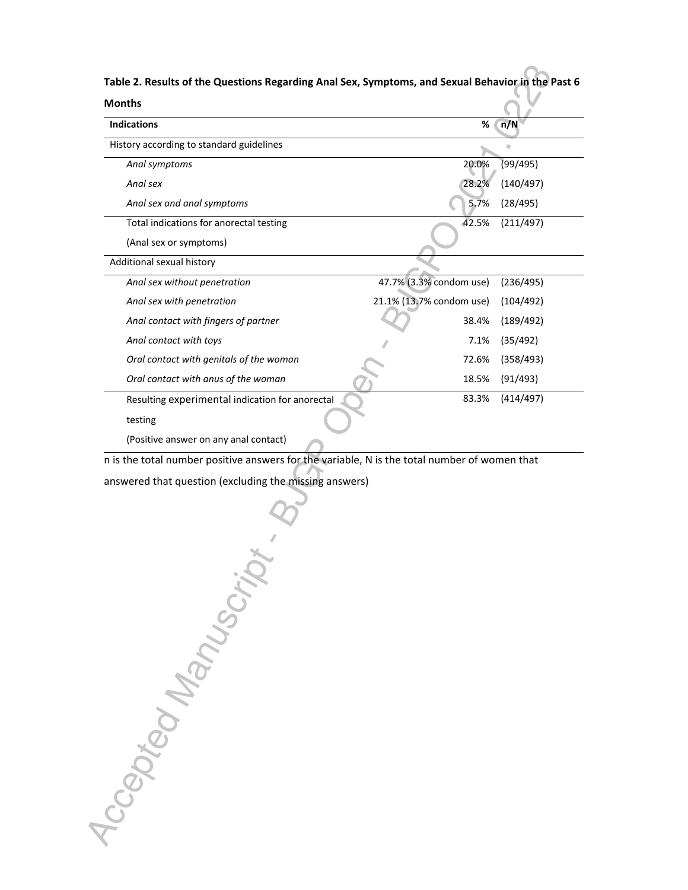**Table 2. Results of the Questions Regarding Anal Sex, Symptoms, and Sexual Behavior in the Past 6 Months**

| Indications | % | n/N |
| --- | --- | --- |
| History according to standard guidelines | | |
| *Anal symptoms* | 20.0% | (99/495) |
| *Anal sex* | 28.2% | (140/497) |
| *Anal sex and anal symptoms* | 5.7% | (28/495) |
| Total indications for anorectal testing (Anal sex or symptoms) | 42.5% | (211/497) |
| Additional sexual history | | |
| *Anal sex without penetration* | 47.7% (3.3% condom use) | (236/495) |
| *Anal sex with penetration* | 21.1% (13.7% condom use) | (104/492) |
| *Anal contact with fingers of partner* | 38.4% | (189/492) |
| *Anal contact with toys* | 7.1% | (35/492) |
| *Oral contact with genitals of the woman* | 72.6% | (358/493) |
| *Oral contact with anus of the woman* | 18.5% | (91/493) |
| Resulting experimental indication for anorectal testing (Positive answer on any anal contact) | 83.3% | (414/497) |

n is the total number positive answers for the variable, N is the total number of women that answered that question (excluding the missing answers)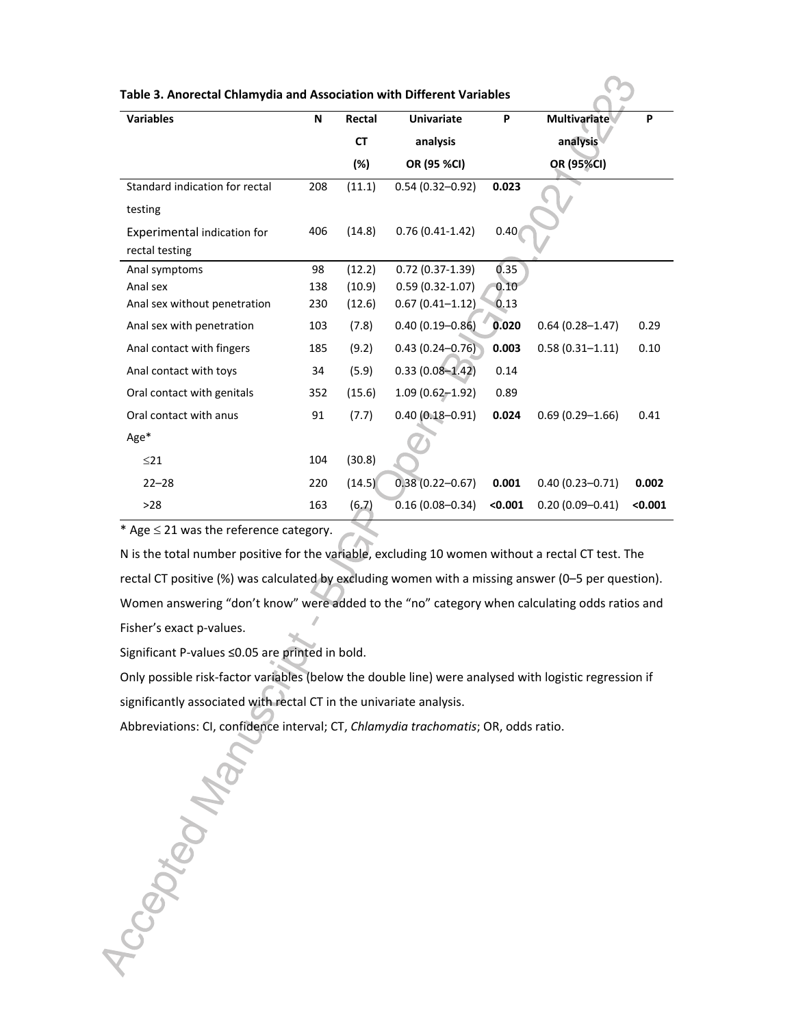**Table 3. Anorectal Chlamydia and Association with Different Variables**

| Variables | N | Rectal CT (%) | Univariate analysis OR (95 %CI) | P | Multivariate analysis OR (95%CI) | P |
|---|---|---|---|---|---|---|
| Standard indication for rectal testing | 208 | (11.1) | 0.54 (0.32–0.92) | **0.023** | | |
| Experimental indication for rectal testing | 406 | (14.8) | 0.76 (0.41-1.42) | 0.40 | | |
| Anal symptoms | 98 | (12.2) | 0.72 (0.37-1.39) | 0.35 | | |
| Anal sex | 138 | (10.9) | 0.59 (0.32-1.07) | 0.10 | | |
| Anal sex without penetration | 230 | (12.6) | 0.67 (0.41–1.12) | 0.13 | | |
| Anal sex with penetration | 103 | (7.8) | 0.40 (0.19–0.86) | **0.020** | 0.64 (0.28–1.47) | 0.29 |
| Anal contact with fingers | 185 | (9.2) | 0.43 (0.24–0.76) | **0.003** | 0.58 (0.31–1.11) | 0.10 |
| Anal contact with toys | 34 | (5.9) | 0.33 (0.08–1.42) | 0.14 | | |
| Oral contact with genitals | 352 | (15.6) | 1.09 (0.62–1.92) | 0.89 | | |
| Oral contact with anus | 91 | (7.7) | 0.40 (0.18–0.91) | **0.024** | 0.69 (0.29–1.66) | 0.41 |
| Age* | | | | | | |
| ≤21 | 104 | (30.8) | | | | |
| 22–28 | 220 | (14.5) | 0.38 (0.22–0.67) | **0.001** | 0.40 (0.23–0.71) | **0.002** |
| >28 | 163 | (6.7) | 0.16 (0.08–0.34) | **<0.001** | 0.20 (0.09–0.41) | **<0.001** |

\* Age ≤ 21 was the reference category.

N is the total number positive for the variable, excluding 10 women without a rectal CT test. The rectal CT positive (%) was calculated by excluding women with a missing answer (0–5 per question). Women answering "don't know" were added to the "no" category when calculating odds ratios and Fisher's exact p-values.

Significant P-values ≤0.05 are printed in bold.

Only possible risk-factor variables (below the double line) were analysed with logistic regression if significantly associated with rectal CT in the univariate analysis.

Abbreviations: CI, confidence interval; CT, *Chlamydia trachomatis*; OR, odds ratio.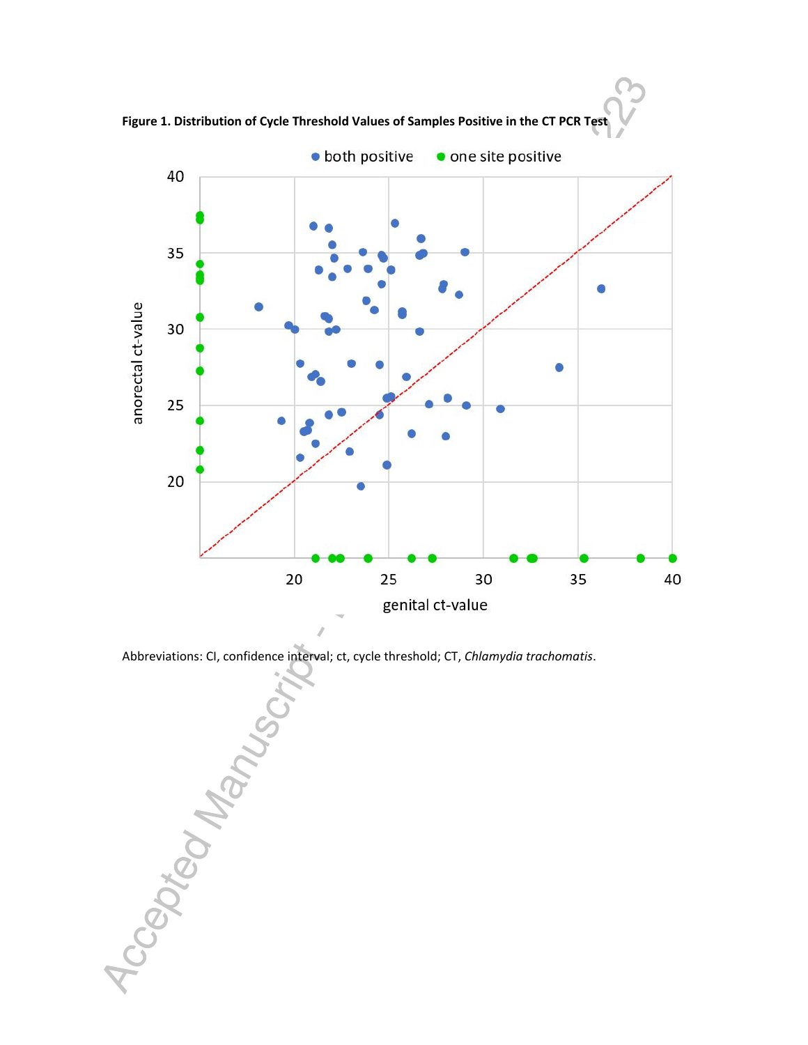**Figure 1. Distribution of Cycle Threshold Values of Samples Positive in the CT PCR Test**

both positive
one site positive

40
35
30
25
20

anorectal ct-value

20
25
30
35
40

genital ct-value

Abbreviations: CI, confidence interval; ct, cycle threshold; CT, *Chlamydia trachomatis*.